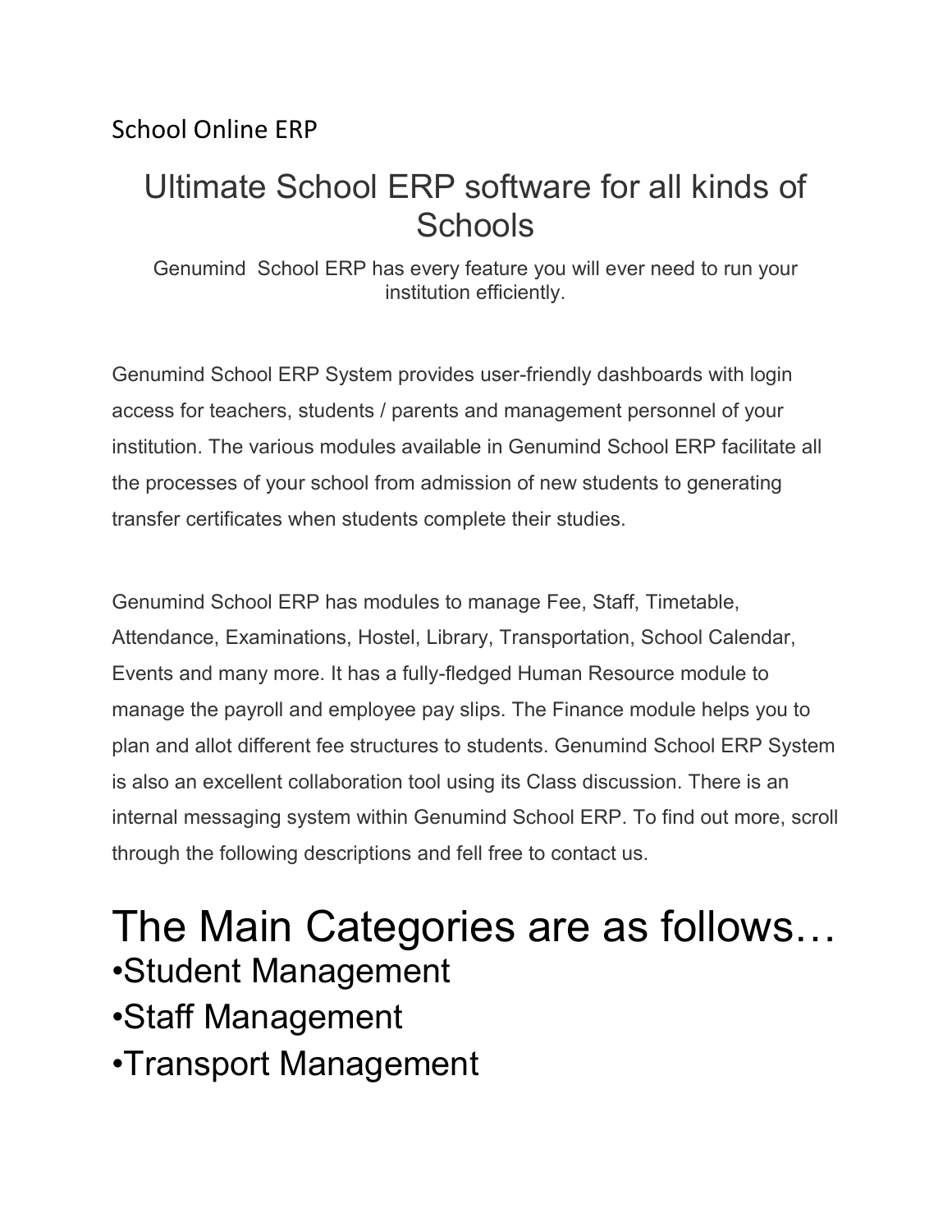School Online ERP

# Ultimate School ERP software for all kinds of Schools

Genumind  School ERP has every feature you will ever need to run your institution efficiently.

Genumind School ERP System provides user-friendly dashboards with login access for teachers, students / parents and management personnel of your institution. The various modules available in Genumind School ERP facilitate all the processes of your school from admission of new students to generating transfer certificates when students complete their studies.

Genumind School ERP has modules to manage Fee, Staff, Timetable, Attendance, Examinations, Hostel, Library, Transportation, School Calendar, Events and many more. It has a fully-fledged Human Resource module to manage the payroll and employee pay slips. The Finance module helps you to plan and allot different fee structures to students. Genumind School ERP System is also an excellent collaboration tool using its Class discussion. There is an internal messaging system within Genumind School ERP. To find out more, scroll through the following descriptions and fell free to contact us.

# The Main Categories are as follows…

- Student Management
- Staff Management
- Transport Management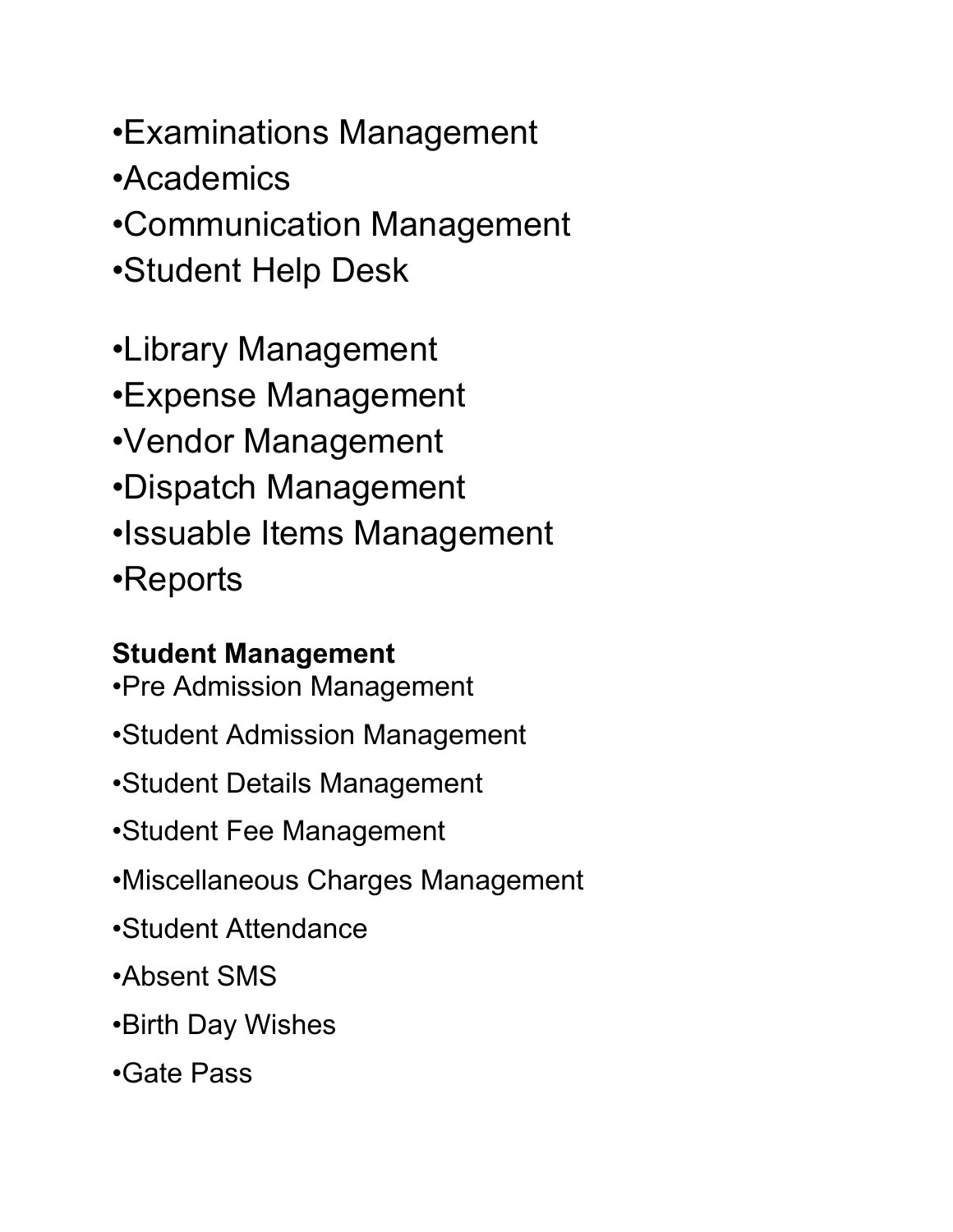•Examinations Management
•Academics
•Communication Management
•Student Help Desk

•Library Management
•Expense Management
•Vendor Management
•Dispatch Management
•Issuable Items Management
•Reports

**Student Management**

•Pre Admission Management

•Student Admission Management

•Student Details Management

•Student Fee Management

•Miscellaneous Charges Management

•Student Attendance

•Absent SMS

•Birth Day Wishes

•Gate Pass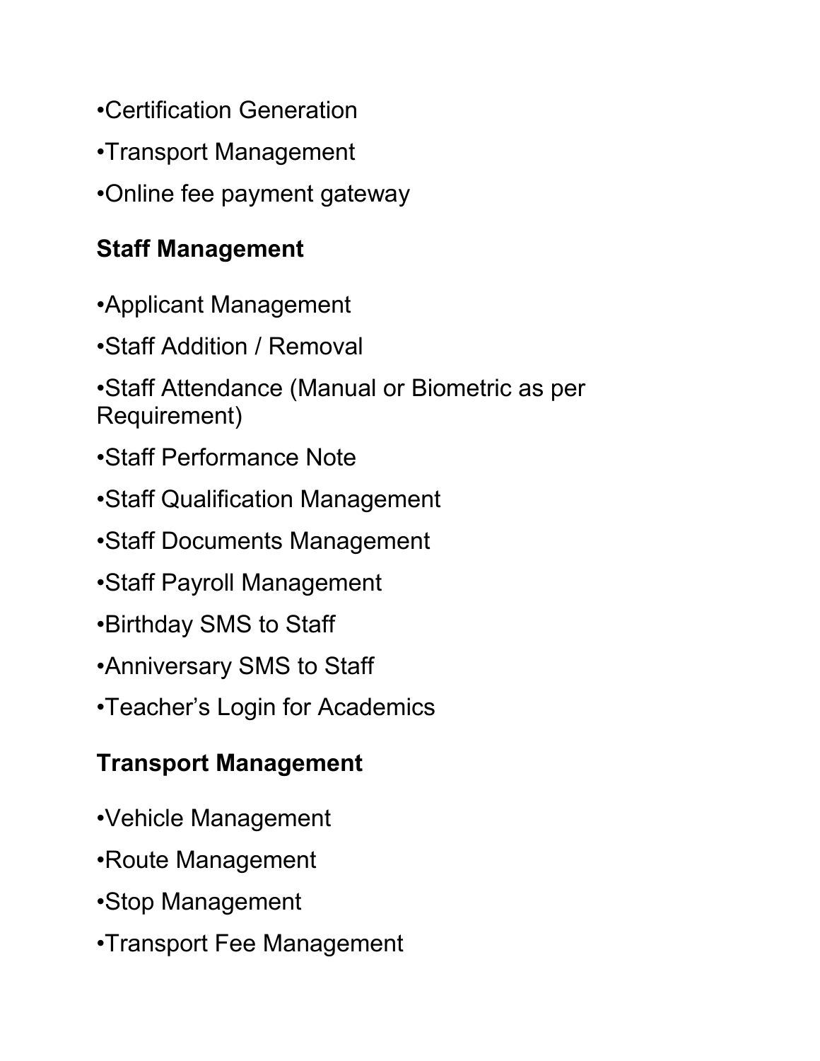•Certification Generation

•Transport Management

•Online fee payment gateway

## Staff Management

•Applicant Management

•Staff Addition / Removal

•Staff Attendance (Manual or Biometric as per Requirement)

•Staff Performance Note

•Staff Qualification Management

•Staff Documents Management

•Staff Payroll Management

•Birthday SMS to Staff

•Anniversary SMS to Staff

•Teacher's Login for Academics

## Transport Management

•Vehicle Management

•Route Management

•Stop Management

•Transport Fee Management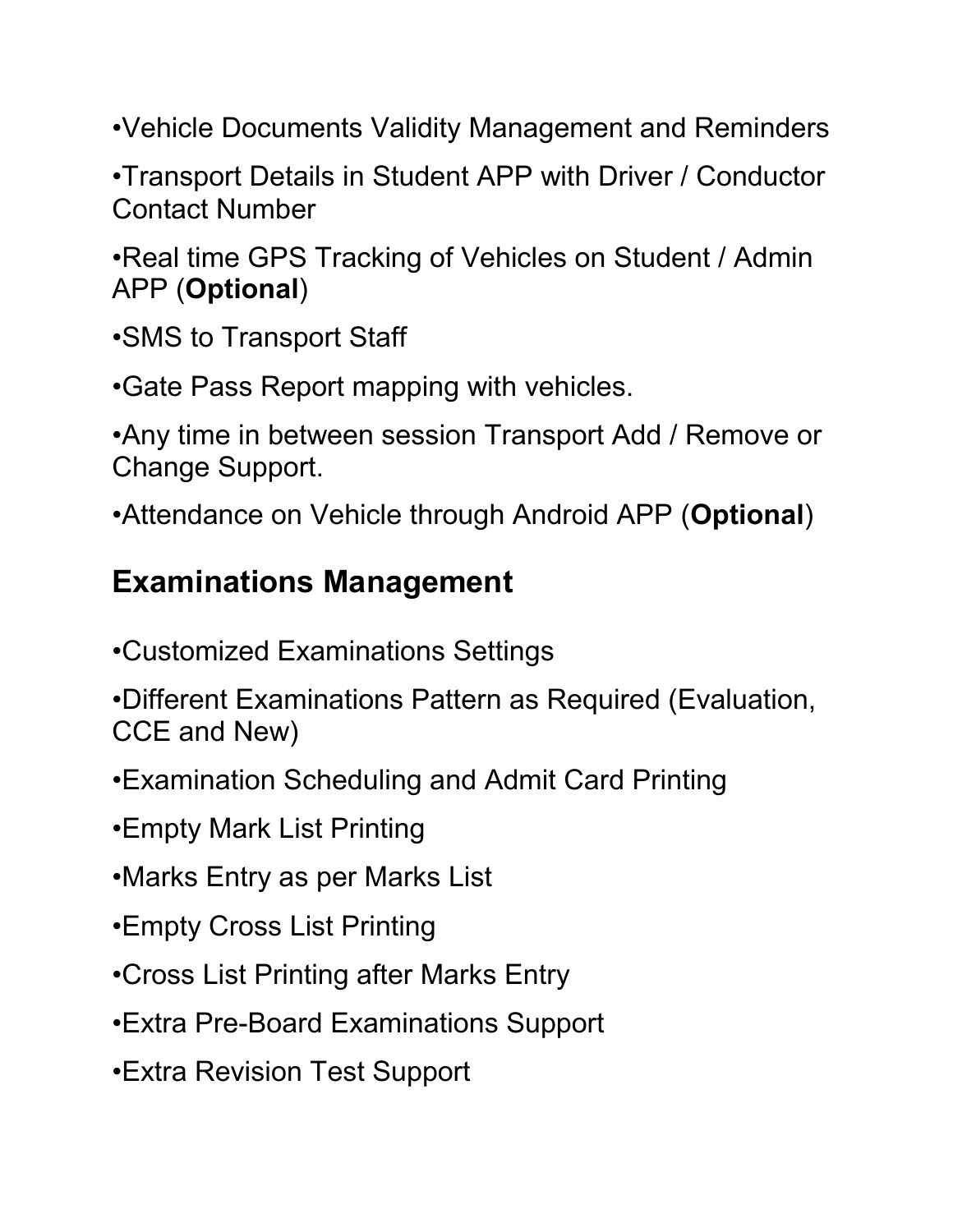•Vehicle Documents Validity Management and Reminders

•Transport Details in Student APP with Driver / Conductor Contact Number

•Real time GPS Tracking of Vehicles on Student / Admin APP (**Optional**)

•SMS to Transport Staff

•Gate Pass Report mapping with vehicles.

•Any time in between session Transport Add / Remove or Change Support.

•Attendance on Vehicle through Android APP (**Optional**)

## Examinations Management

•Customized Examinations Settings

•Different Examinations Pattern as Required (Evaluation, CCE and New)

•Examination Scheduling and Admit Card Printing

•Empty Mark List Printing

•Marks Entry as per Marks List

•Empty Cross List Printing

•Cross List Printing after Marks Entry

•Extra Pre-Board Examinations Support

•Extra Revision Test Support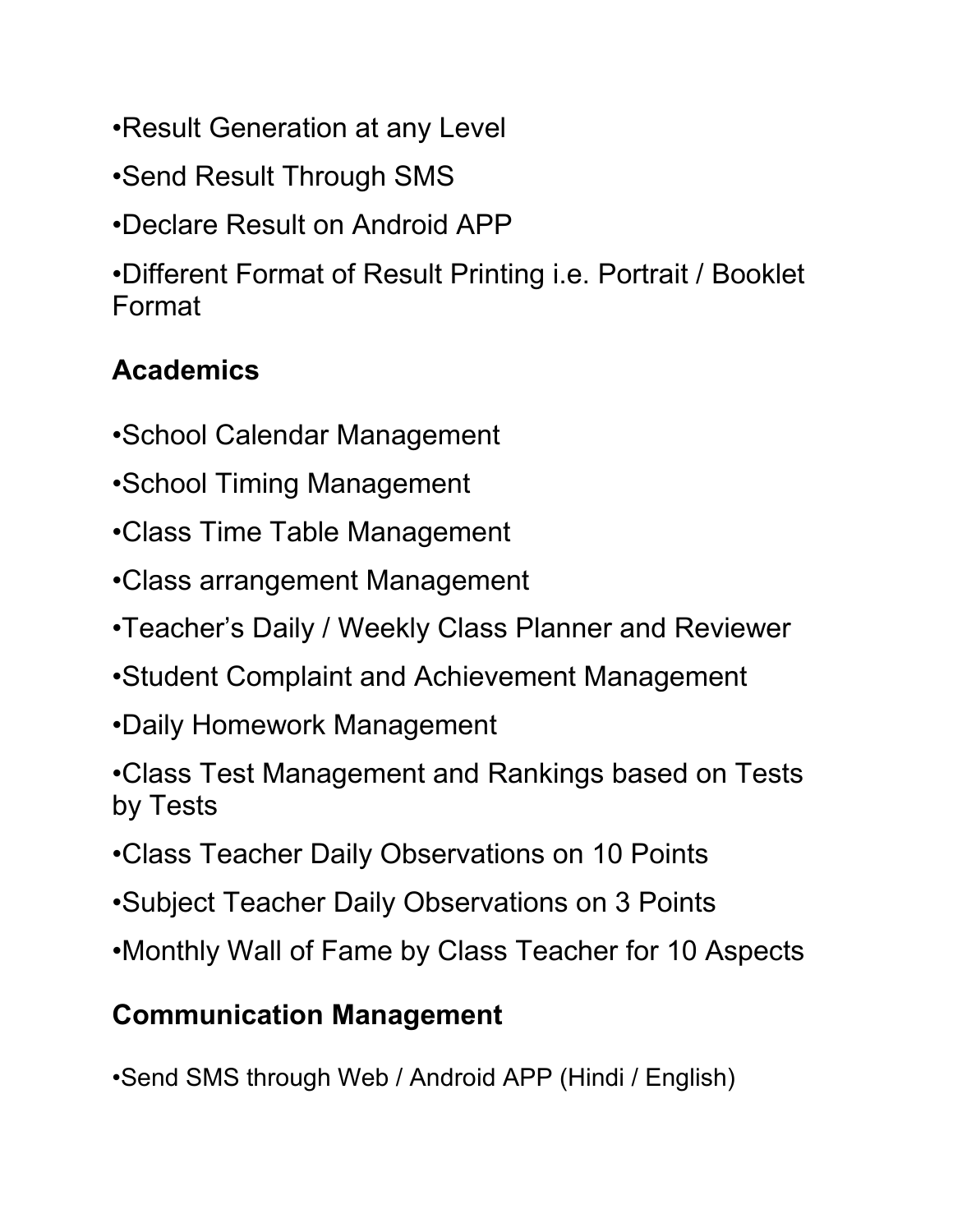•Result Generation at any Level

•Send Result Through SMS

•Declare Result on Android APP

•Different Format of Result Printing i.e. Portrait / Booklet Format

## Academics

•School Calendar Management

•School Timing Management

•Class Time Table Management

•Class arrangement Management

•Teacher's Daily / Weekly Class Planner and Reviewer

•Student Complaint and Achievement Management

•Daily Homework Management

•Class Test Management and Rankings based on Tests by Tests

•Class Teacher Daily Observations on 10 Points

•Subject Teacher Daily Observations on 3 Points

•Monthly Wall of Fame by Class Teacher for 10 Aspects

## Communication Management

•Send SMS through Web / Android APP (Hindi / English)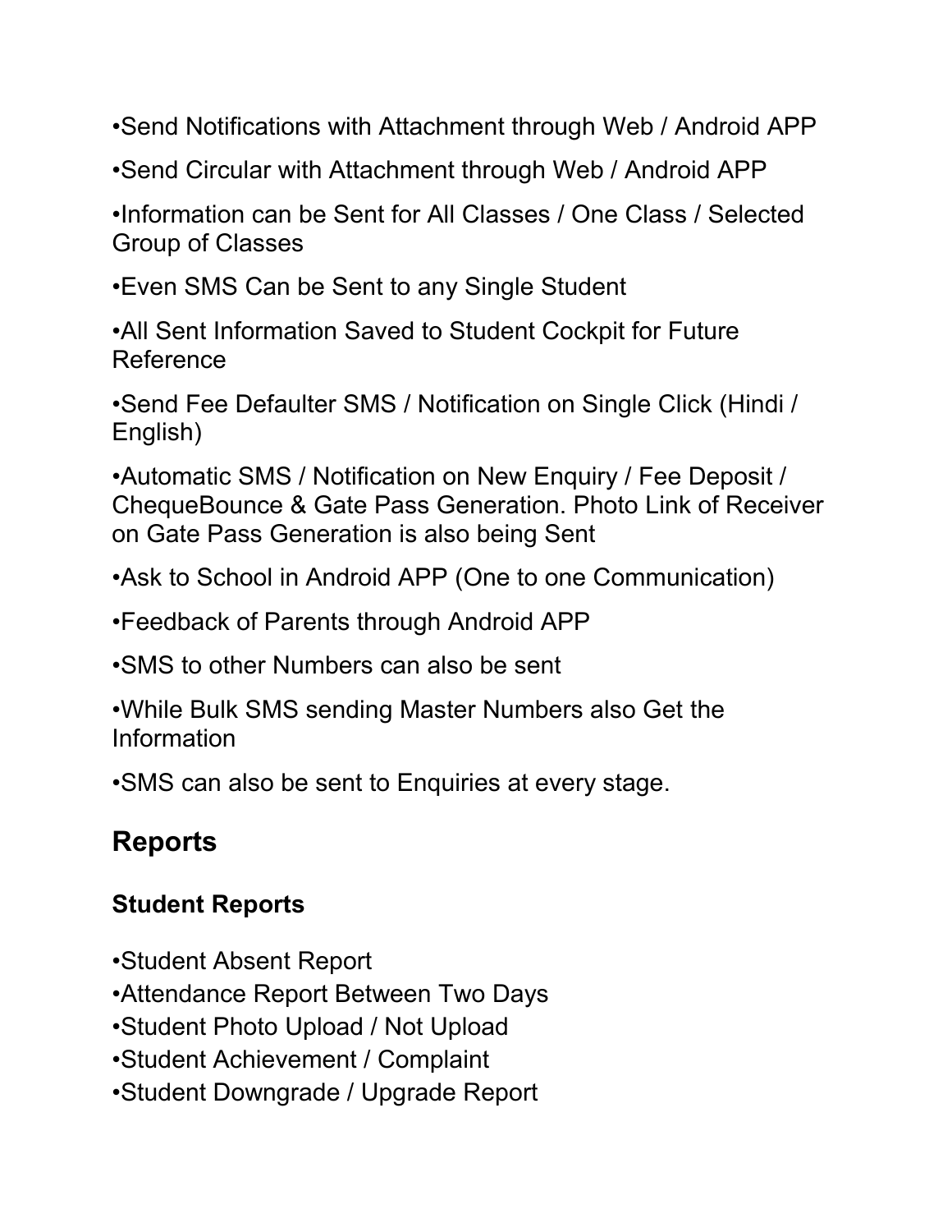•Send Notifications with Attachment through Web / Android APP

•Send Circular with Attachment through Web / Android APP

•Information can be Sent for All Classes / One Class / Selected Group of Classes

•Even SMS Can be Sent to any Single Student

•All Sent Information Saved to Student Cockpit for Future Reference

•Send Fee Defaulter SMS / Notification on Single Click (Hindi / English)

•Automatic SMS / Notification on New Enquiry / Fee Deposit / ChequeBounce & Gate Pass Generation. Photo Link of Receiver on Gate Pass Generation is also being Sent

•Ask to School in Android APP (One to one Communication)

•Feedback of Parents through Android APP

•SMS to other Numbers can also be sent

•While Bulk SMS sending Master Numbers also Get the Information

•SMS can also be sent to Enquiries at every stage.

## Reports

### Student Reports

•Student Absent Report
•Attendance Report Between Two Days
•Student Photo Upload / Not Upload
•Student Achievement / Complaint
•Student Downgrade / Upgrade Report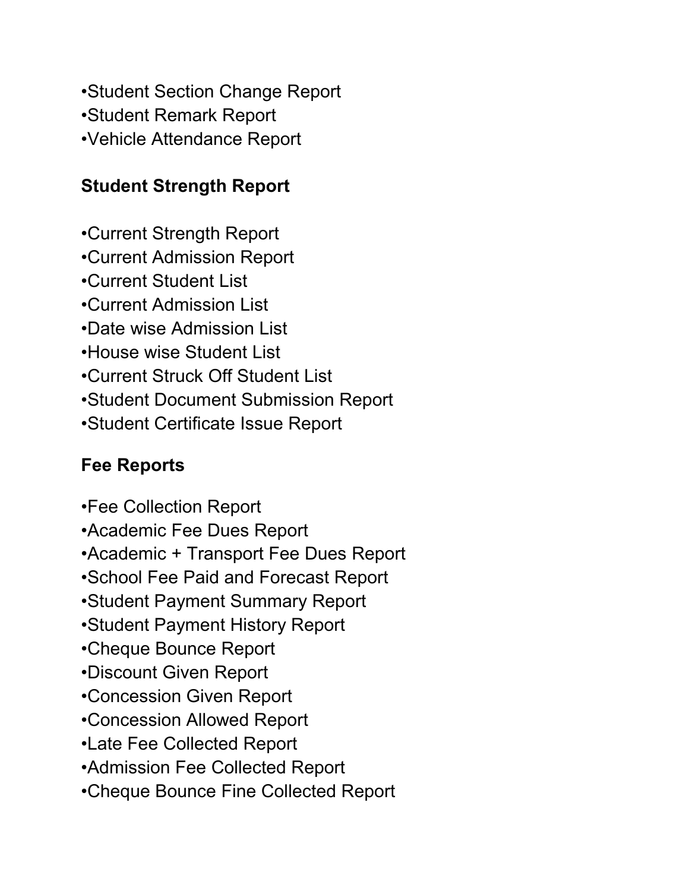•Student Section Change Report
•Student Remark Report
•Vehicle Attendance Report

**Student Strength Report**

•Current Strength Report
•Current Admission Report
•Current Student List
•Current Admission List
•Date wise Admission List
•House wise Student List
•Current Struck Off Student List
•Student Document Submission Report
•Student Certificate Issue Report

**Fee Reports**

•Fee Collection Report
•Academic Fee Dues Report
•Academic + Transport Fee Dues Report
•School Fee Paid and Forecast Report
•Student Payment Summary Report
•Student Payment History Report
•Cheque Bounce Report
•Discount Given Report
•Concession Given Report
•Concession Allowed Report
•Late Fee Collected Report
•Admission Fee Collected Report
•Cheque Bounce Fine Collected Report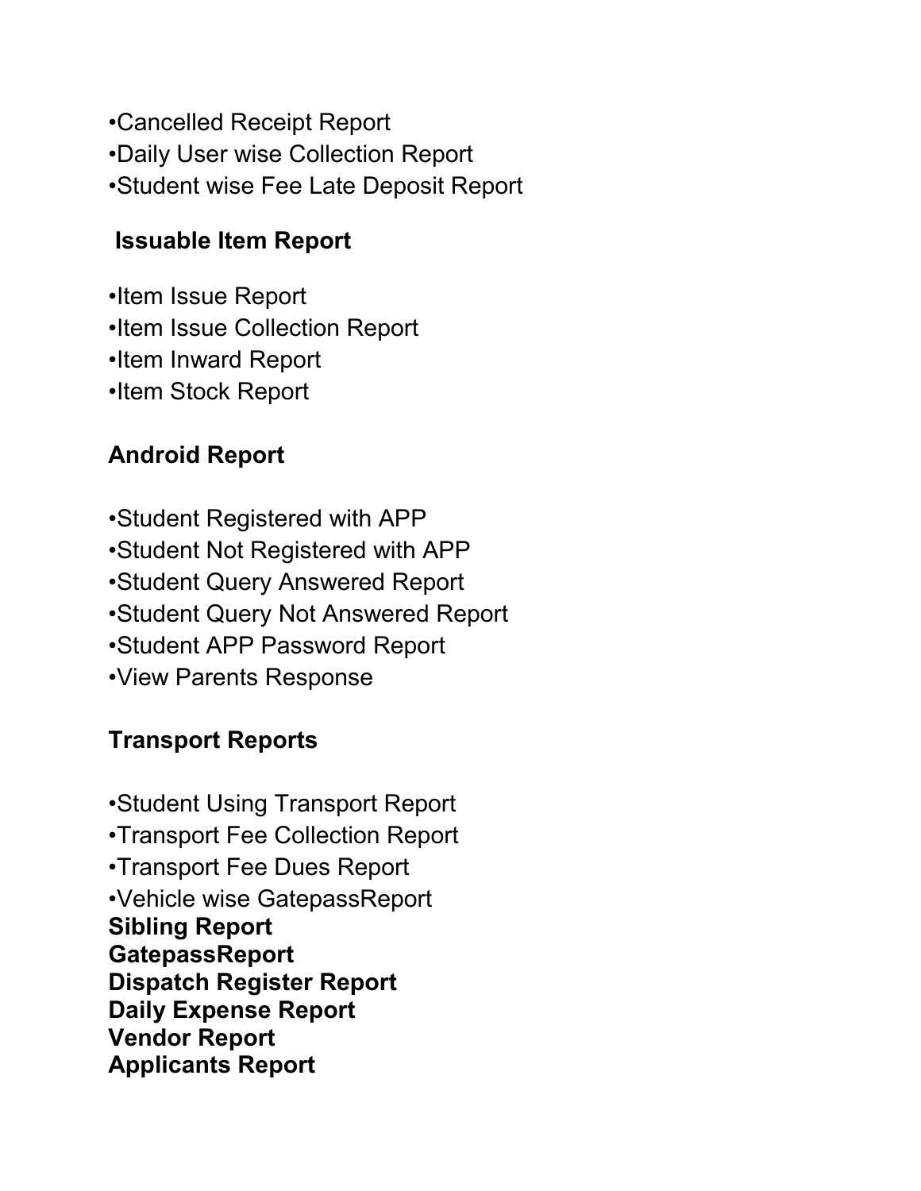•Cancelled Receipt Report
•Daily User wise Collection Report
•Student wise Fee Late Deposit Report

**Issuable Item Report**

•Item Issue Report
•Item Issue Collection Report
•Item Inward Report
•Item Stock Report

**Android Report**

•Student Registered with APP
•Student Not Registered with APP
•Student Query Answered Report
•Student Query Not Answered Report
•Student APP Password Report
•View Parents Response

**Transport Reports**

•Student Using Transport Report
•Transport Fee Collection Report
•Transport Fee Dues Report
•Vehicle wise GatepassReport

**Sibling Report**
**GatepassReport**
**Dispatch Register Report**
**Daily Expense Report**
**Vendor Report**
**Applicants Report**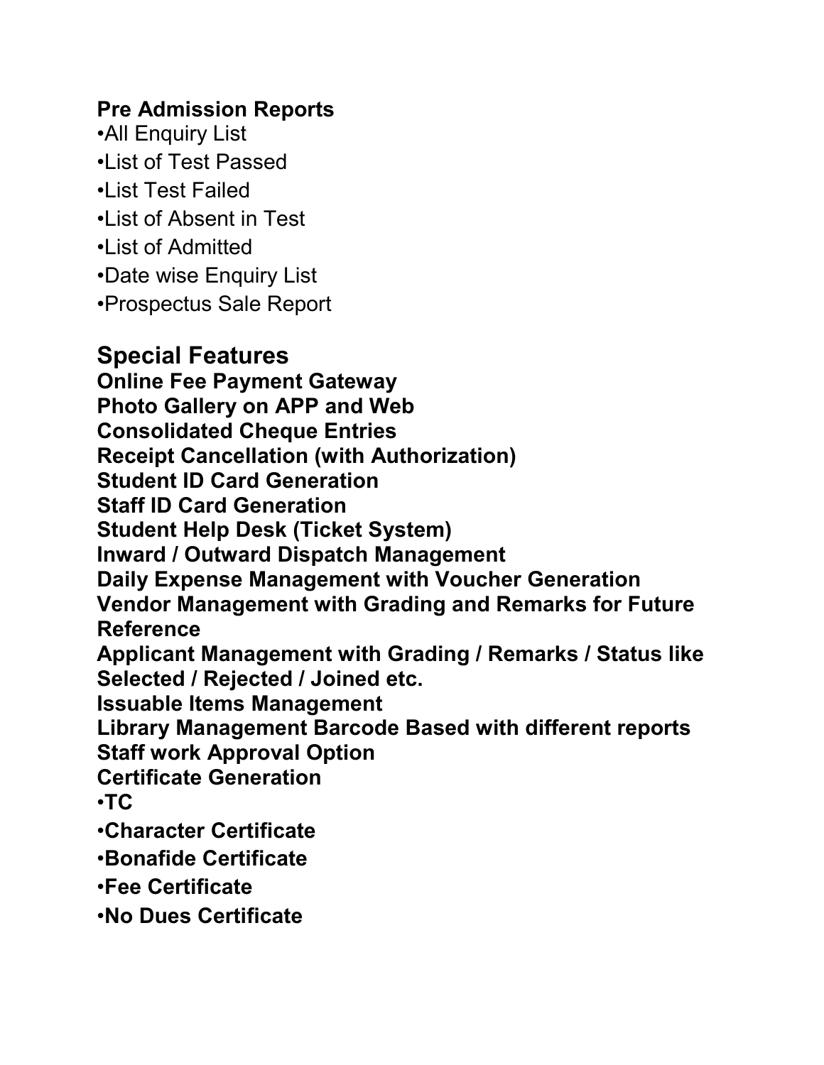**Pre Admission Reports**

•All Enquiry List
•List of Test Passed
•List Test Failed
•List of Absent in Test
•List of Admitted
•Date wise Enquiry List
•Prospectus Sale Report

## Special Features

**Online Fee Payment Gateway**
**Photo Gallery on APP and Web**
**Consolidated Cheque Entries**
**Receipt Cancellation (with Authorization)**
**Student ID Card Generation**
**Staff ID Card Generation**
**Student Help Desk (Ticket System)**
**Inward / Outward Dispatch Management**
**Daily Expense Management with Voucher Generation**
**Vendor Management with Grading and Remarks for Future Reference**
**Applicant Management with Grading / Remarks / Status like Selected / Rejected / Joined etc.**
**Issuable Items Management**
**Library Management Barcode Based with different reports**
**Staff work Approval Option**
**Certificate Generation**

•**TC**
•**Character Certificate**
•**Bonafide Certificate**
•**Fee Certificate**
•**No Dues Certificate**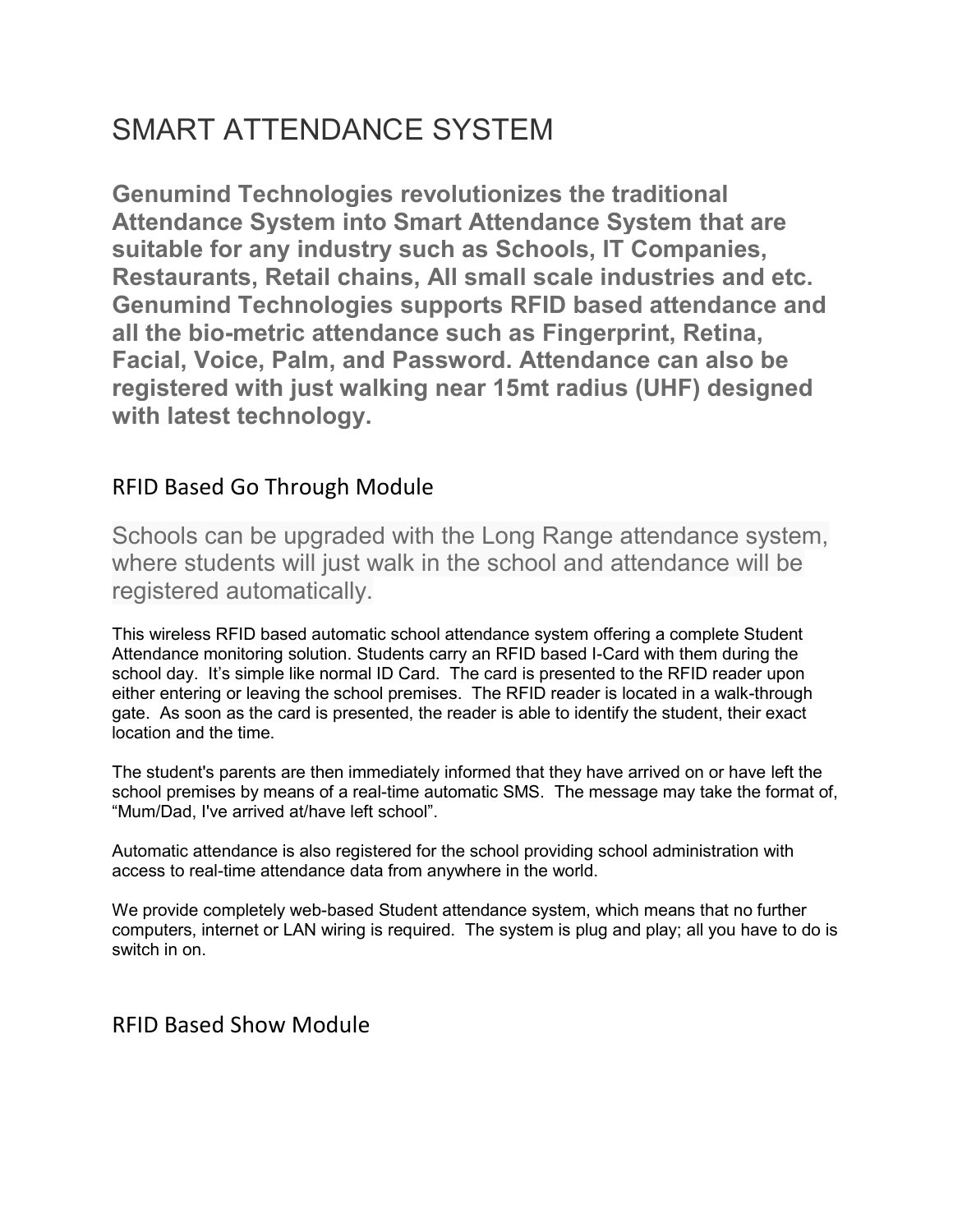# SMART ATTENDANCE SYSTEM

**Genumind Technologies revolutionizes the traditional Attendance System into Smart Attendance System that are suitable for any industry such as Schools, IT Companies, Restaurants, Retail chains, All small scale industries and etc. Genumind Technologies supports RFID based attendance and all the bio-metric attendance such as Fingerprint, Retina, Facial, Voice, Palm, and Password. Attendance can also be registered with just walking near 15mt radius (UHF) designed with latest technology.**

## RFID Based Go Through Module

Schools can be upgraded with the Long Range attendance system, where students will just walk in the school and attendance will be registered automatically.

This wireless RFID based automatic school attendance system offering a complete Student Attendance monitoring solution. Students carry an RFID based I-Card with them during the school day. It's simple like normal ID Card. The card is presented to the RFID reader upon either entering or leaving the school premises. The RFID reader is located in a walk-through gate. As soon as the card is presented, the reader is able to identify the student, their exact location and the time.

The student's parents are then immediately informed that they have arrived on or have left the school premises by means of a real-time automatic SMS. The message may take the format of, "Mum/Dad, I've arrived at/have left school".

Automatic attendance is also registered for the school providing school administration with access to real-time attendance data from anywhere in the world.

We provide completely web-based Student attendance system, which means that no further computers, internet or LAN wiring is required. The system is plug and play; all you have to do is switch in on.

## RFID Based Show Module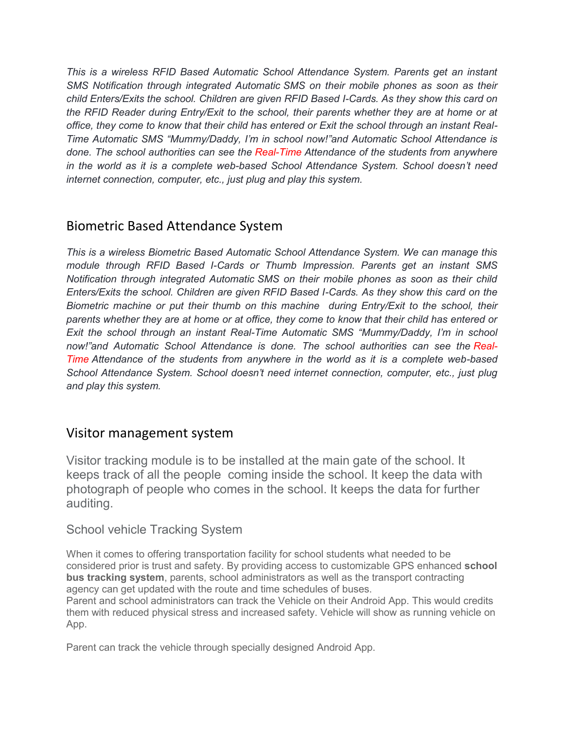*This is a wireless RFID Based Automatic School Attendance System. Parents get an instant SMS Notification through integrated Automatic SMS on their mobile phones as soon as their child Enters/Exits the school. Children are given RFID Based I-Cards. As they show this card on the RFID Reader during Entry/Exit to the school, their parents whether they are at home or at office, they come to know that their child has entered or Exit the school through an instant Real-Time Automatic SMS "Mummy/Daddy, I'm in school now!"and Automatic School Attendance is done. The school authorities can see the Real-Time Attendance of the students from anywhere in the world as it is a complete web-based School Attendance System. School doesn't need internet connection, computer, etc., just plug and play this system.*

## Biometric Based Attendance System

*This is a wireless Biometric Based Automatic School Attendance System. We can manage this module through RFID Based I-Cards or Thumb Impression. Parents get an instant SMS Notification through integrated Automatic SMS on their mobile phones as soon as their child Enters/Exits the school. Children are given RFID Based I-Cards. As they show this card on the Biometric machine or put their thumb on this machine during Entry/Exit to the school, their parents whether they are at home or at office, they come to know that their child has entered or Exit the school through an instant Real-Time Automatic SMS "Mummy/Daddy, I'm in school now!"and Automatic School Attendance is done. The school authorities can see the Real-Time Attendance of the students from anywhere in the world as it is a complete web-based School Attendance System. School doesn't need internet connection, computer, etc., just plug and play this system.*

## Visitor management system

Visitor tracking module is to be installed at the main gate of the school. It keeps track of all the people coming inside the school. It keep the data with photograph of people who comes in the school. It keeps the data for further auditing.

### School vehicle Tracking System

When it comes to offering transportation facility for school students what needed to be considered prior is trust and safety. By providing access to customizable GPS enhanced **school bus tracking system**, parents, school administrators as well as the transport contracting agency can get updated with the route and time schedules of buses.
Parent and school administrators can track the Vehicle on their Android App. This would credits them with reduced physical stress and increased safety. Vehicle will show as running vehicle on App.

Parent can track the vehicle through specially designed Android App.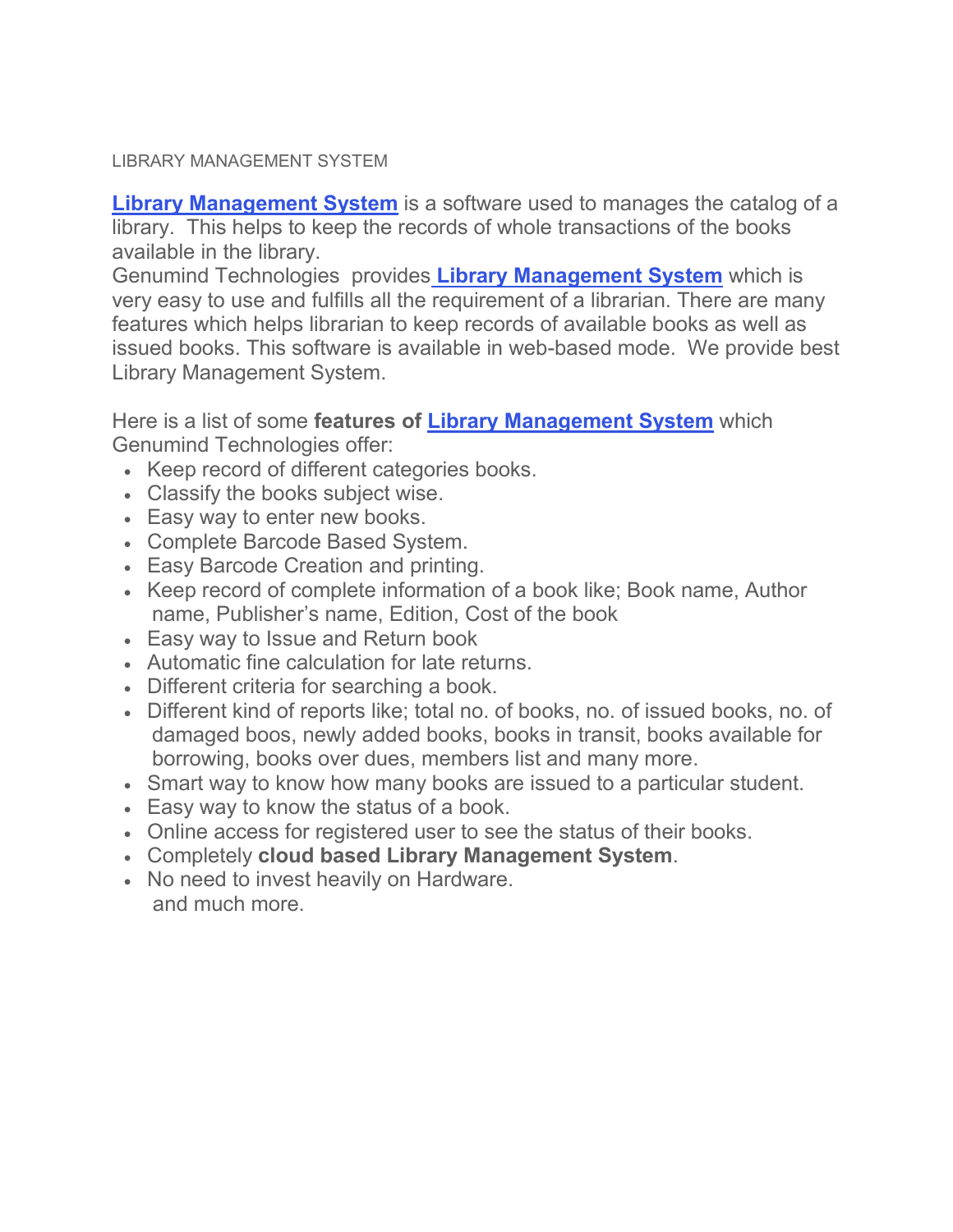LIBRARY MANAGEMENT SYSTEM

**Library Management System** is a software used to manages the catalog of a library. This helps to keep the records of whole transactions of the books available in the library.
Genumind Technologies provides **Library Management System** which is very easy to use and fulfills all the requirement of a librarian. There are many features which helps librarian to keep records of available books as well as issued books. This software is available in web-based mode. We provide best Library Management System.

Here is a list of some **features of Library Management System** which Genumind Technologies offer:

- Keep record of different categories books.
- Classify the books subject wise.
- Easy way to enter new books.
- Complete Barcode Based System.
- Easy Barcode Creation and printing.
- Keep record of complete information of a book like; Book name, Author name, Publisher's name, Edition, Cost of the book
- Easy way to Issue and Return book
- Automatic fine calculation for late returns.
- Different criteria for searching a book.
- Different kind of reports like; total no. of books, no. of issued books, no. of damaged boos, newly added books, books in transit, books available for borrowing, books over dues, members list and many more.
- Smart way to know how many books are issued to a particular student.
- Easy way to know the status of a book.
- Online access for registered user to see the status of their books.
- Completely **cloud based Library Management System**.
- No need to invest heavily on Hardware.
  and much more.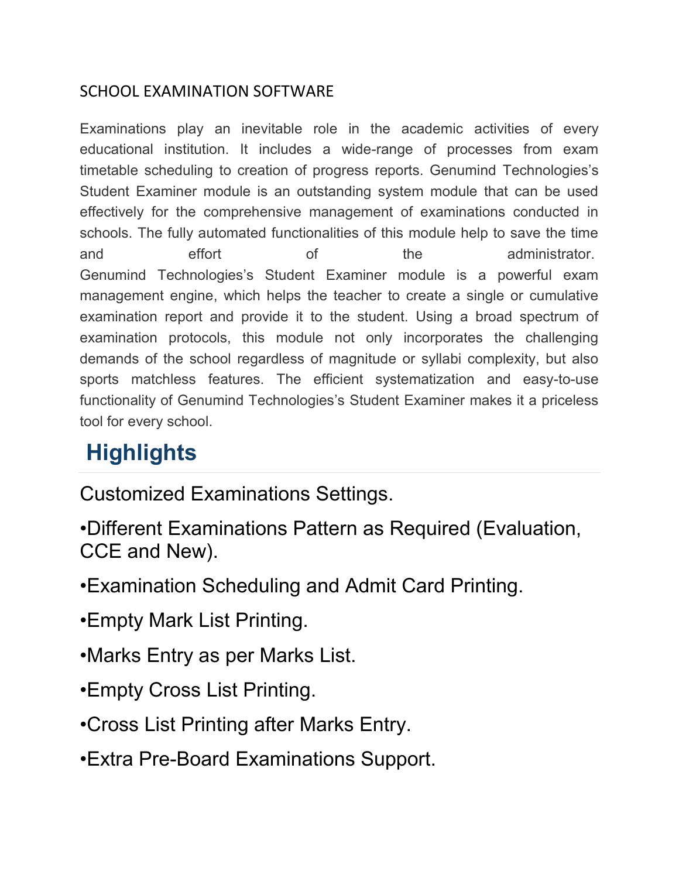SCHOOL EXAMINATION SOFTWARE

Examinations play an inevitable role in the academic activities of every educational institution. It includes a wide-range of processes from exam timetable scheduling to creation of progress reports. Genumind Technologies's Student Examiner module is an outstanding system module that can be used effectively for the comprehensive management of examinations conducted in schools. The fully automated functionalities of this module help to save the time and effort of the administrator.
Genumind Technologies's Student Examiner module is a powerful exam management engine, which helps the teacher to create a single or cumulative examination report and provide it to the student. Using a broad spectrum of examination protocols, this module not only incorporates the challenging demands of the school regardless of magnitude or syllabi complexity, but also sports matchless features. The efficient systematization and easy-to-use functionality of Genumind Technologies's Student Examiner makes it a priceless tool for every school.

## Highlights

Customized Examinations Settings.

•Different Examinations Pattern as Required (Evaluation, CCE and New).

•Examination Scheduling and Admit Card Printing.

•Empty Mark List Printing.

•Marks Entry as per Marks List.

•Empty Cross List Printing.

•Cross List Printing after Marks Entry.

•Extra Pre-Board Examinations Support.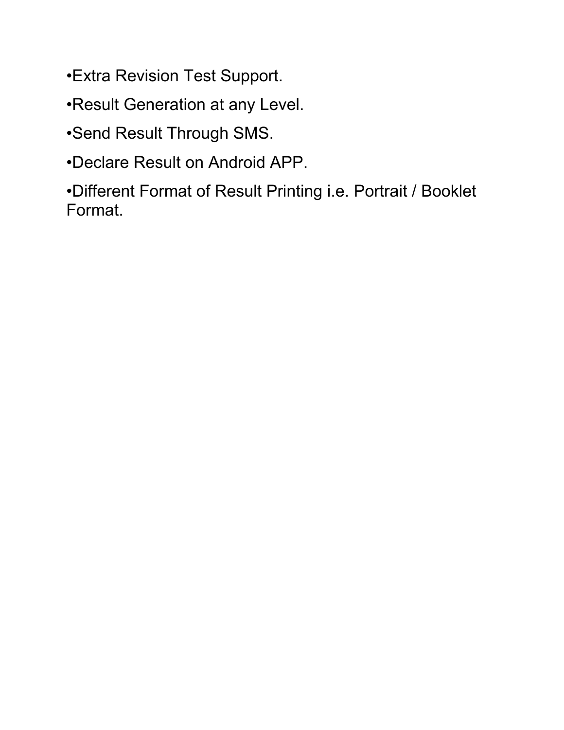- Extra Revision Test Support.
- Result Generation at any Level.
- Send Result Through SMS.
- Declare Result on Android APP.
- Different Format of Result Printing i.e. Portrait / Booklet Format.